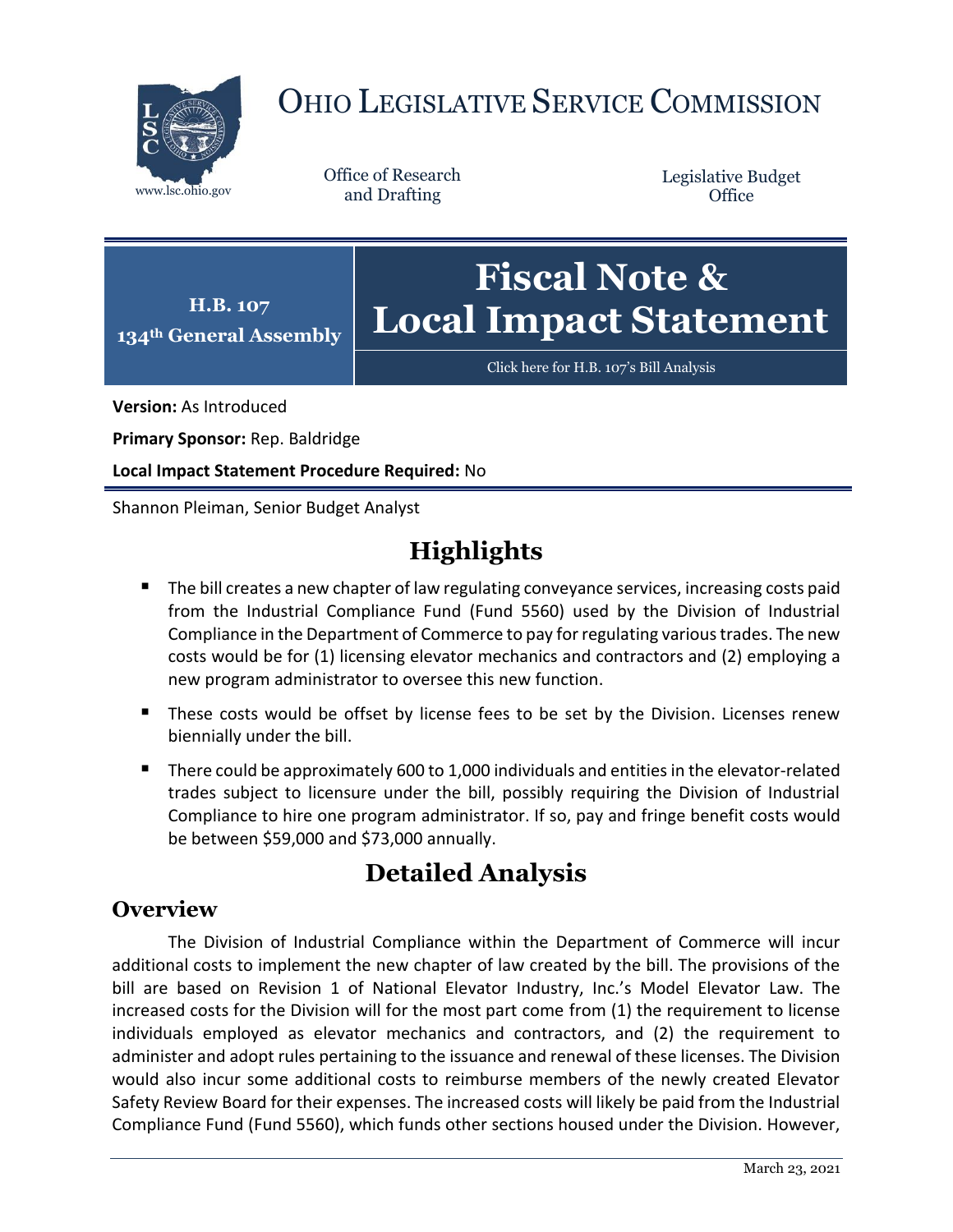# OHIO LEGISLATIVE SERVICE COMMISSION

www.lsc.ohio.gov

Office of Research and Drafting

Legislative Budget Office

**H.B. 107**
**134th General Assembly**

# Fiscal Note & Local Impact Statement

Click here for H.B. 107's Bill Analysis

**Version:** As Introduced

**Primary Sponsor:** Rep. Baldridge

**Local Impact Statement Procedure Required:** No

Shannon Pleiman, Senior Budget Analyst

## Highlights

- The bill creates a new chapter of law regulating conveyance services, increasing costs paid from the Industrial Compliance Fund (Fund 5560) used by the Division of Industrial Compliance in the Department of Commerce to pay for regulating various trades. The new costs would be for (1) licensing elevator mechanics and contractors and (2) employing a new program administrator to oversee this new function.
- These costs would be offset by license fees to be set by the Division. Licenses renew biennially under the bill.
- There could be approximately 600 to 1,000 individuals and entities in the elevator-related trades subject to licensure under the bill, possibly requiring the Division of Industrial Compliance to hire one program administrator. If so, pay and fringe benefit costs would be between $59,000 and $73,000 annually.

## Detailed Analysis

### Overview

The Division of Industrial Compliance within the Department of Commerce will incur additional costs to implement the new chapter of law created by the bill. The provisions of the bill are based on Revision 1 of National Elevator Industry, Inc.'s Model Elevator Law. The increased costs for the Division will for the most part come from (1) the requirement to license individuals employed as elevator mechanics and contractors, and (2) the requirement to administer and adopt rules pertaining to the issuance and renewal of these licenses. The Division would also incur some additional costs to reimburse members of the newly created Elevator Safety Review Board for their expenses. The increased costs will likely be paid from the Industrial Compliance Fund (Fund 5560), which funds other sections housed under the Division. However,

March 23, 2021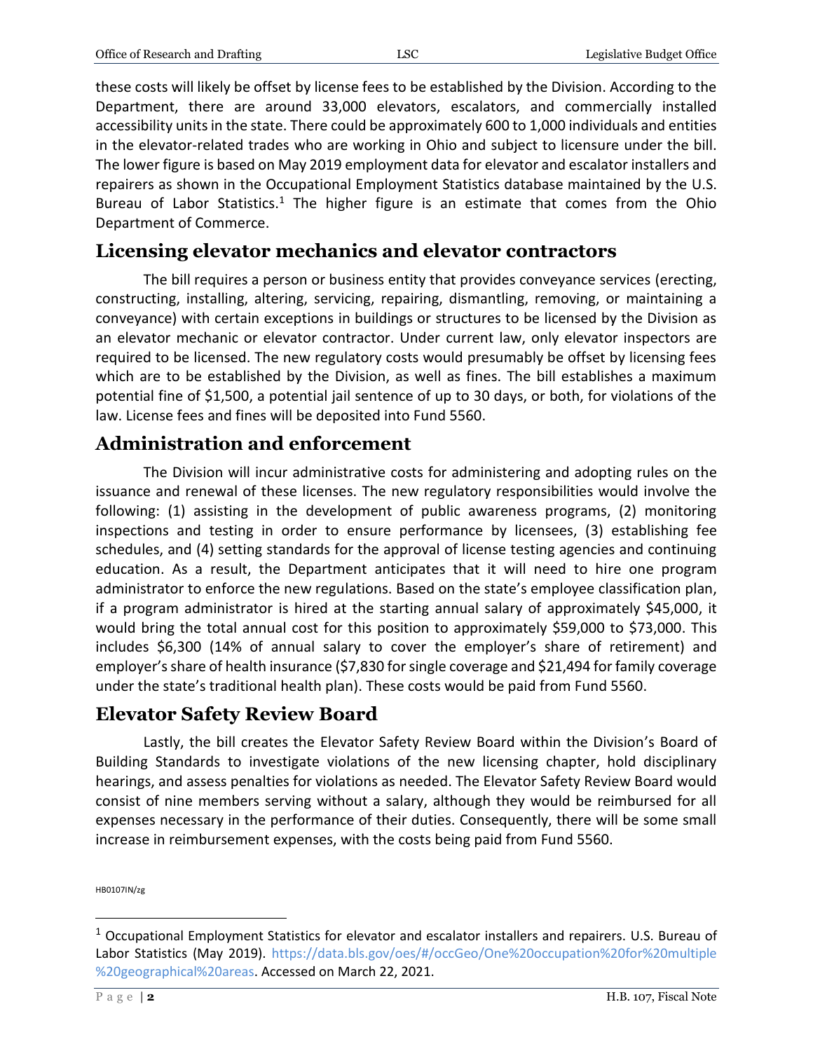these costs will likely be offset by license fees to be established by the Division. According to the Department, there are around 33,000 elevators, escalators, and commercially installed accessibility units in the state. There could be approximately 600 to 1,000 individuals and entities in the elevator-related trades who are working in Ohio and subject to licensure under the bill. The lower figure is based on May 2019 employment data for elevator and escalator installers and repairers as shown in the Occupational Employment Statistics database maintained by the U.S. Bureau of Labor Statistics.[1] The higher figure is an estimate that comes from the Ohio Department of Commerce.

## Licensing elevator mechanics and elevator contractors

The bill requires a person or business entity that provides conveyance services (erecting, constructing, installing, altering, servicing, repairing, dismantling, removing, or maintaining a conveyance) with certain exceptions in buildings or structures to be licensed by the Division as an elevator mechanic or elevator contractor. Under current law, only elevator inspectors are required to be licensed. The new regulatory costs would presumably be offset by licensing fees which are to be established by the Division, as well as fines. The bill establishes a maximum potential fine of $1,500, a potential jail sentence of up to 30 days, or both, for violations of the law. License fees and fines will be deposited into Fund 5560.

## Administration and enforcement

The Division will incur administrative costs for administering and adopting rules on the issuance and renewal of these licenses. The new regulatory responsibilities would involve the following: (1) assisting in the development of public awareness programs, (2) monitoring inspections and testing in order to ensure performance by licensees, (3) establishing fee schedules, and (4) setting standards for the approval of license testing agencies and continuing education. As a result, the Department anticipates that it will need to hire one program administrator to enforce the new regulations. Based on the state's employee classification plan, if a program administrator is hired at the starting annual salary of approximately $45,000, it would bring the total annual cost for this position to approximately $59,000 to $73,000. This includes $6,300 (14% of annual salary to cover the employer's share of retirement) and employer's share of health insurance ($7,830 for single coverage and $21,494 for family coverage under the state's traditional health plan). These costs would be paid from Fund 5560.

## Elevator Safety Review Board

Lastly, the bill creates the Elevator Safety Review Board within the Division's Board of Building Standards to investigate violations of the new licensing chapter, hold disciplinary hearings, and assess penalties for violations as needed. The Elevator Safety Review Board would consist of nine members serving without a salary, although they would be reimbursed for all expenses necessary in the performance of their duties. Consequently, there will be some small increase in reimbursement expenses, with the costs being paid from Fund 5560.

HB0107IN/zg

---

[1] Occupational Employment Statistics for elevator and escalator installers and repairers. U.S. Bureau of Labor Statistics (May 2019). https://data.bls.gov/oes/#/occGeo/One%20occupation%20for%20multiple%20geographical%20areas. Accessed on March 22, 2021.